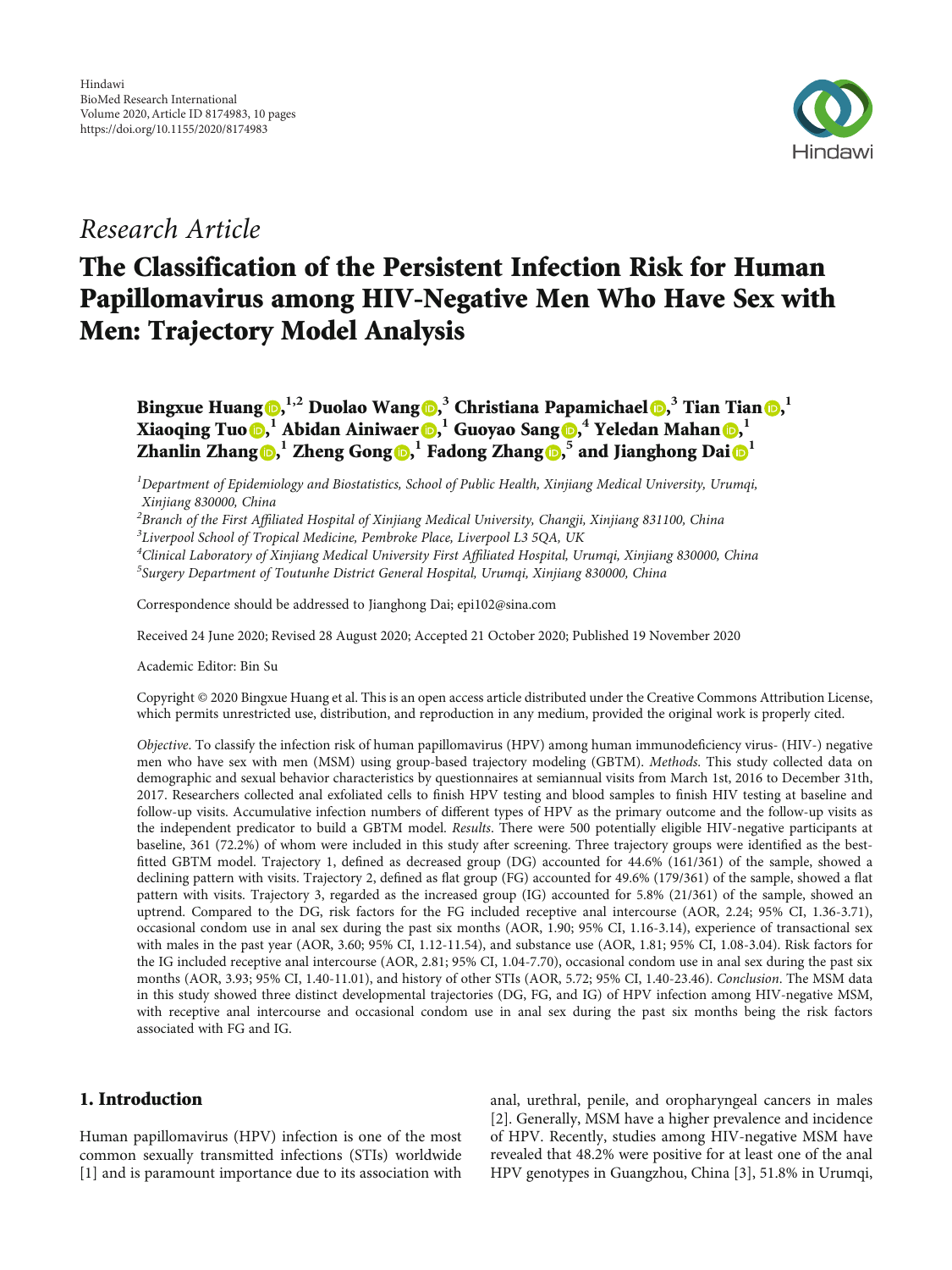Hindawi
BioMed Research International
Volume 2020, Article ID 8174983, 10 pages
https://doi.org/10.1155/2020/8174983

## Research Article

# The Classification of the Persistent Infection Risk for Human Papillomavirus among HIV-Negative Men Who Have Sex with Men: Trajectory Model Analysis

**Bingxue Huang**[1,2] **Duolao Wang**[3] **Christiana Papamichael**[3] **Tian Tian**[1] **Xiaoqing Tuo**[1] **Abidan Ainiwaer**[1] **Guoyao Sang**[4] **Yeledan Mahan**[1] **Zhanlin Zhang**[1] **Zheng Gong**[1] **Fadong Zhang**[5] **and Jianghong Dai**[1]

[1]Department of Epidemiology and Biostatistics, School of Public Health, Xinjiang Medical University, Urumqi, Xinjiang 830000, China
[2]Branch of the First Affiliated Hospital of Xinjiang Medical University, Changji, Xinjiang 831100, China
[3]Liverpool School of Tropical Medicine, Pembroke Place, Liverpool L3 5QA, UK
[4]Clinical Laboratory of Xinjiang Medical University First Affiliated Hospital, Urumqi, Xinjiang 830000, China
[5]Surgery Department of Toutunhe District General Hospital, Urumqi, Xinjiang 830000, China

Correspondence should be addressed to Jianghong Dai; epi102@sina.com

Received 24 June 2020; Revised 28 August 2020; Accepted 21 October 2020; Published 19 November 2020

Academic Editor: Bin Su

Copyright © 2020 Bingxue Huang et al. This is an open access article distributed under the Creative Commons Attribution License, which permits unrestricted use, distribution, and reproduction in any medium, provided the original work is properly cited.

*Objective.* To classify the infection risk of human papillomavirus (HPV) among human immunodeficiency virus- (HIV-) negative men who have sex with men (MSM) using group-based trajectory modeling (GBTM). *Methods.* This study collected data on demographic and sexual behavior characteristics by questionnaires at semiannual visits from March 1st, 2016 to December 31th, 2017. Researchers collected anal exfoliated cells to finish HPV testing and blood samples to finish HIV testing at baseline and follow-up visits. Accumulative infection numbers of different types of HPV as the primary outcome and the follow-up visits as the independent predicator to build a GBTM model. *Results.* There were 500 potentially eligible HIV-negative participants at baseline, 361 (72.2%) of whom were included in this study after screening. Three trajectory groups were identified as the best-fitted GBTM model. Trajectory 1, defined as decreased group (DG) accounted for 44.6% (161/361) of the sample, showed a declining pattern with visits. Trajectory 2, defined as flat group (FG) accounted for 49.6% (179/361) of the sample, showed a flat pattern with visits. Trajectory 3, regarded as the increased group (IG) accounted for 5.8% (21/361) of the sample, showed an uptrend. Compared to the DG, risk factors for the FG included receptive anal intercourse (AOR, 2.24; 95% CI, 1.36-3.71), occasional condom use in anal sex during the past six months (AOR, 1.90; 95% CI, 1.16-3.14), experience of transactional sex with males in the past year (AOR, 3.60; 95% CI, 1.12-11.54), and substance use (AOR, 1.81; 95% CI, 1.08-3.04). Risk factors for the IG included receptive anal intercourse (AOR, 2.81; 95% CI, 1.04-7.70), occasional condom use in anal sex during the past six months (AOR, 3.93; 95% CI, 1.40-11.01), and history of other STIs (AOR, 5.72; 95% CI, 1.40-23.46). *Conclusion.* The MSM data in this study showed three distinct developmental trajectories (DG, FG, and IG) of HPV infection among HIV-negative MSM, with receptive anal intercourse and occasional condom use in anal sex during the past six months being the risk factors associated with FG and IG.

## 1. Introduction

Human papillomavirus (HPV) infection is one of the most common sexually transmitted infections (STIs) worldwide [1] and is paramount importance due to its association with anal, urethral, penile, and oropharyngeal cancers in males [2]. Generally, MSM have a higher prevalence and incidence of HPV. Recently, studies among HIV-negative MSM have revealed that 48.2% were positive for at least one of the anal HPV genotypes in Guangzhou, China [3], 51.8% in Urumqi,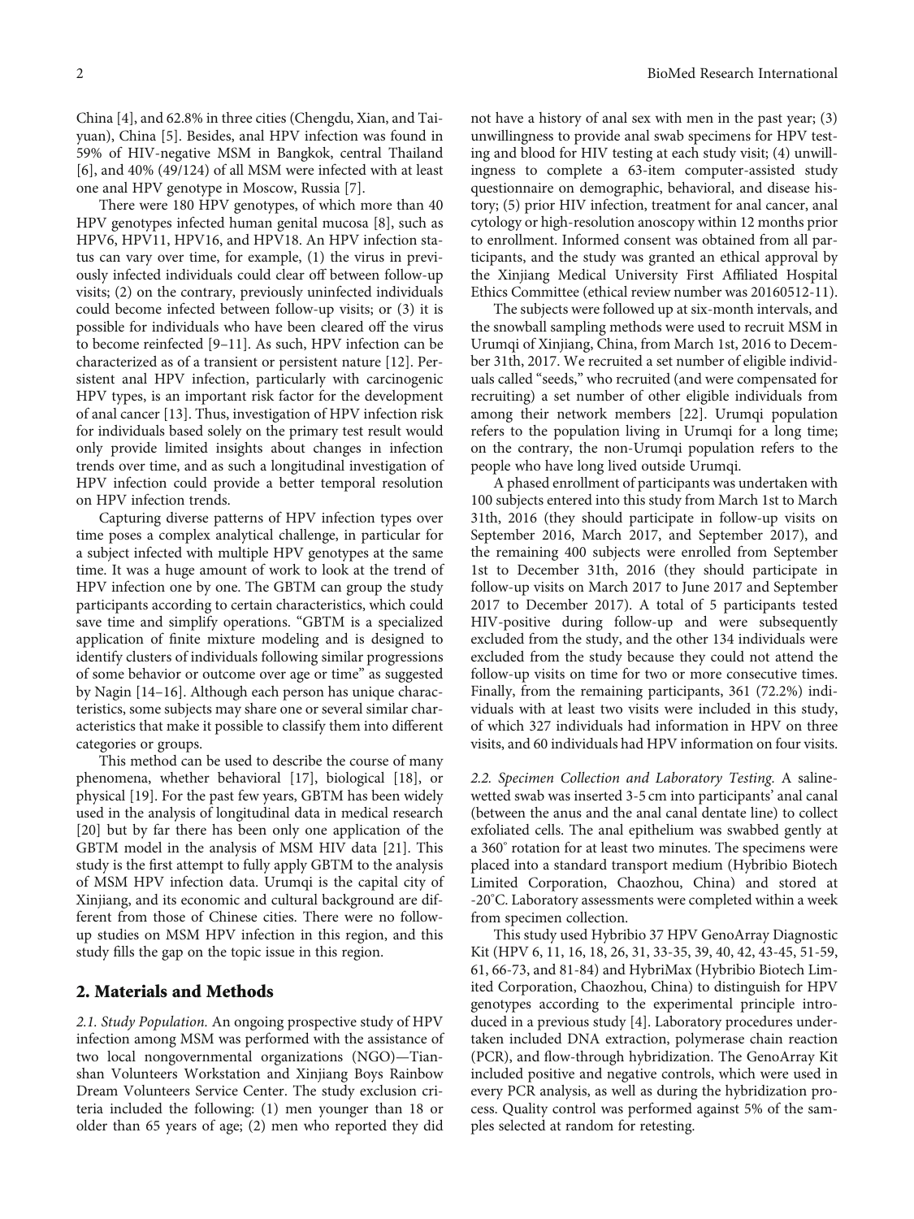China [4], and 62.8% in three cities (Chengdu, Xian, and Taiyuan), China [5]. Besides, anal HPV infection was found in 59% of HIV-negative MSM in Bangkok, central Thailand [6], and 40% (49/124) of all MSM were infected with at least one anal HPV genotype in Moscow, Russia [7].

There were 180 HPV genotypes, of which more than 40 HPV genotypes infected human genital mucosa [8], such as HPV6, HPV11, HPV16, and HPV18. An HPV infection status can vary over time, for example, (1) the virus in previously infected individuals could clear off between follow-up visits; (2) on the contrary, previously uninfected individuals could become infected between follow-up visits; or (3) it is possible for individuals who have been cleared off the virus to become reinfected [9–11]. As such, HPV infection can be characterized as of a transient or persistent nature [12]. Persistent anal HPV infection, particularly with carcinogenic HPV types, is an important risk factor for the development of anal cancer [13]. Thus, investigation of HPV infection risk for individuals based solely on the primary test result would only provide limited insights about changes in infection trends over time, and as such a longitudinal investigation of HPV infection could provide a better temporal resolution on HPV infection trends.

Capturing diverse patterns of HPV infection types over time poses a complex analytical challenge, in particular for a subject infected with multiple HPV genotypes at the same time. It was a huge amount of work to look at the trend of HPV infection one by one. The GBTM can group the study participants according to certain characteristics, which could save time and simplify operations. "GBTM is a specialized application of finite mixture modeling and is designed to identify clusters of individuals following similar progressions of some behavior or outcome over age or time" as suggested by Nagin [14–16]. Although each person has unique characteristics, some subjects may share one or several similar characteristics that make it possible to classify them into different categories or groups.

This method can be used to describe the course of many phenomena, whether behavioral [17], biological [18], or physical [19]. For the past few years, GBTM has been widely used in the analysis of longitudinal data in medical research [20] but by far there has been only one application of the GBTM model in the analysis of MSM HIV data [21]. This study is the first attempt to fully apply GBTM to the analysis of MSM HPV infection data. Urumqi is the capital city of Xinjiang, and its economic and cultural background are different from those of Chinese cities. There were no follow-up studies on MSM HPV infection in this region, and this study fills the gap on the topic issue in this region.

## 2. Materials and Methods

*2.1. Study Population.* An ongoing prospective study of HPV infection among MSM was performed with the assistance of two local nongovernmental organizations (NGO)—Tianshan Volunteers Workstation and Xinjiang Boys Rainbow Dream Volunteers Service Center. The study exclusion criteria included the following: (1) men younger than 18 or older than 65 years of age; (2) men who reported they did not have a history of anal sex with men in the past year; (3) unwillingness to provide anal swab specimens for HPV testing and blood for HIV testing at each study visit; (4) unwillingness to complete a 63-item computer-assisted study questionnaire on demographic, behavioral, and disease history; (5) prior HIV infection, treatment for anal cancer, anal cytology or high-resolution anoscopy within 12 months prior to enrollment. Informed consent was obtained from all participants, and the study was granted an ethical approval by the Xinjiang Medical University First Affiliated Hospital Ethics Committee (ethical review number was 20160512-11).

The subjects were followed up at six-month intervals, and the snowball sampling methods were used to recruit MSM in Urumqi of Xinjiang, China, from March 1st, 2016 to December 31th, 2017. We recruited a set number of eligible individuals called "seeds," who recruited (and were compensated for recruiting) a set number of other eligible individuals from among their network members [22]. Urumqi population refers to the population living in Urumqi for a long time; on the contrary, the non-Urumqi population refers to the people who have long lived outside Urumqi.

A phased enrollment of participants was undertaken with 100 subjects entered into this study from March 1st to March 31th, 2016 (they should participate in follow-up visits on September 2016, March 2017, and September 2017), and the remaining 400 subjects were enrolled from September 1st to December 31th, 2016 (they should participate in follow-up visits on March 2017 to June 2017 and September 2017 to December 2017). A total of 5 participants tested HIV-positive during follow-up and were subsequently excluded from the study, and the other 134 individuals were excluded from the study because they could not attend the follow-up visits on time for two or more consecutive times. Finally, from the remaining participants, 361 (72.2%) individuals with at least two visits were included in this study, of which 327 individuals had information in HPV on three visits, and 60 individuals had HPV information on four visits.

*2.2. Specimen Collection and Laboratory Testing.* A saline-wetted swab was inserted 3-5 cm into participants' anal canal (between the anus and the anal canal dentate line) to collect exfoliated cells. The anal epithelium was swabbed gently at a 360° rotation for at least two minutes. The specimens were placed into a standard transport medium (Hybribio Biotech Limited Corporation, Chaozhou, China) and stored at -20°C. Laboratory assessments were completed within a week from specimen collection.

This study used Hybribio 37 HPV GenoArray Diagnostic Kit (HPV 6, 11, 16, 18, 26, 31, 33-35, 39, 40, 42, 43-45, 51-59, 61, 66-73, and 81-84) and HybriMax (Hybribio Biotech Limited Corporation, Chaozhou, China) to distinguish for HPV genotypes according to the experimental principle introduced in a previous study [4]. Laboratory procedures undertaken included DNA extraction, polymerase chain reaction (PCR), and flow-through hybridization. The GenoArray Kit included positive and negative controls, which were used in every PCR analysis, as well as during the hybridization process. Quality control was performed against 5% of the samples selected at random for retesting.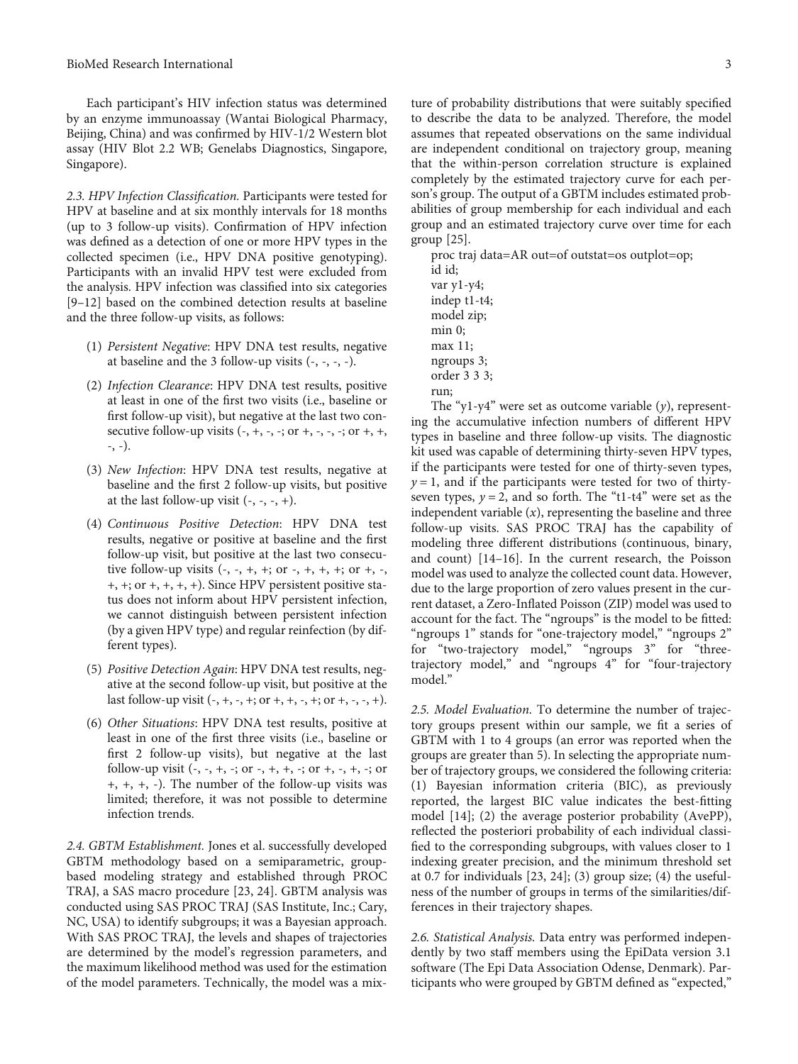Each participant's HIV infection status was determined by an enzyme immunoassay (Wantai Biological Pharmacy, Beijing, China) and was confirmed by HIV-1/2 Western blot assay (HIV Blot 2.2 WB; Genelabs Diagnostics, Singapore, Singapore).

*2.3. HPV Infection Classification.* Participants were tested for HPV at baseline and at six monthly intervals for 18 months (up to 3 follow-up visits). Confirmation of HPV infection was defined as a detection of one or more HPV types in the collected specimen (i.e., HPV DNA positive genotyping). Participants with an invalid HPV test were excluded from the analysis. HPV infection was classified into six categories [9–12] based on the combined detection results at baseline and the three follow-up visits, as follows:

(1) *Persistent Negative*: HPV DNA test results, negative at baseline and the 3 follow-up visits (-, -, -, -).

(2) *Infection Clearance*: HPV DNA test results, positive at least in one of the first two visits (i.e., baseline or first follow-up visit), but negative at the last two consecutive follow-up visits (-, +, -, -; or +, -, -, -; or +, +, -, -).

(3) *New Infection*: HPV DNA test results, negative at baseline and the first 2 follow-up visits, but positive at the last follow-up visit (-, -, -, +).

(4) *Continuous Positive Detection*: HPV DNA test results, negative or positive at baseline and the first follow-up visit, but positive at the last two consecutive follow-up visits (-, -, +, +; or -, +, +, +; or +, -, +, +; or +, +, +, +). Since HPV persistent positive status does not inform about HPV persistent infection, we cannot distinguish between persistent infection (by a given HPV type) and regular reinfection (by different types).

(5) *Positive Detection Again*: HPV DNA test results, negative at the second follow-up visit, but positive at the last follow-up visit (-, +, -, +; or +, +, -, +; or +, -, -, +).

(6) *Other Situations*: HPV DNA test results, positive at least in one of the first three visits (i.e., baseline or first 2 follow-up visits), but negative at the last follow-up visit (-, -, +, -; or -, +, +, -; or +, -, +, -; or +, +, +, -). The number of the follow-up visits was limited; therefore, it was not possible to determine infection trends.

*2.4. GBTM Establishment.* Jones et al. successfully developed GBTM methodology based on a semiparametric, group-based modeling strategy and established through PROC TRAJ, a SAS macro procedure [23, 24]. GBTM analysis was conducted using SAS PROC TRAJ (SAS Institute, Inc.; Cary, NC, USA) to identify subgroups; it was a Bayesian approach. With SAS PROC TRAJ, the levels and shapes of trajectories are determined by the model's regression parameters, and the maximum likelihood method was used for the estimation of the model parameters. Technically, the model was a mixture of probability distributions that were suitably specified to describe the data to be analyzed. Therefore, the model assumes that repeated observations on the same individual are independent conditional on trajectory group, meaning that the within-person correlation structure is explained completely by the estimated trajectory curve for each person's group. The output of a GBTM includes estimated probabilities of group membership for each individual and each group and an estimated trajectory curve over time for each group [25].

```
proc traj data=AR out=of outstat=os outplot=op;
id id;
var y1-y4;
indep t1-t4;
model zip;
min 0;
max 11;
ngroups 3;
order 3 3 3;
run;
```

The "y1-y4" were set as outcome variable ($y$), representing the accumulative infection numbers of different HPV types in baseline and three follow-up visits. The diagnostic kit used was capable of determining thirty-seven HPV types, if the participants were tested for one of thirty-seven types, $y = 1$, and if the participants were tested for two of thirty-seven types, $y = 2$, and so forth. The "t1-t4" were set as the independent variable ($x$), representing the baseline and three follow-up visits. SAS PROC TRAJ has the capability of modeling three different distributions (continuous, binary, and count) [14–16]. In the current research, the Poisson model was used to analyze the collected count data. However, due to the large proportion of zero values present in the current dataset, a Zero-Inflated Poisson (ZIP) model was used to account for the fact. The "ngroups" is the model to be fitted: "ngroups 1" stands for "one-trajectory model," "ngroups 2" for "two-trajectory model," "ngroups 3" for "three-trajectory model," and "ngroups 4" for "four-trajectory model."

*2.5. Model Evaluation.* To determine the number of trajectory groups present within our sample, we fit a series of GBTM with 1 to 4 groups (an error was reported when the groups are greater than 5). In selecting the appropriate number of trajectory groups, we considered the following criteria: (1) Bayesian information criteria (BIC), as previously reported, the largest BIC value indicates the best-fitting model [14]; (2) the average posterior probability (AvePP), reflected the posteriori probability of each individual classified to the corresponding subgroups, with values closer to 1 indexing greater precision, and the minimum threshold set at 0.7 for individuals [23, 24]; (3) group size; (4) the usefulness of the number of groups in terms of the similarities/differences in their trajectory shapes.

*2.6. Statistical Analysis.* Data entry was performed independently by two staff members using the EpiData version 3.1 software (The Epi Data Association Odense, Denmark). Participants who were grouped by GBTM defined as "expected,"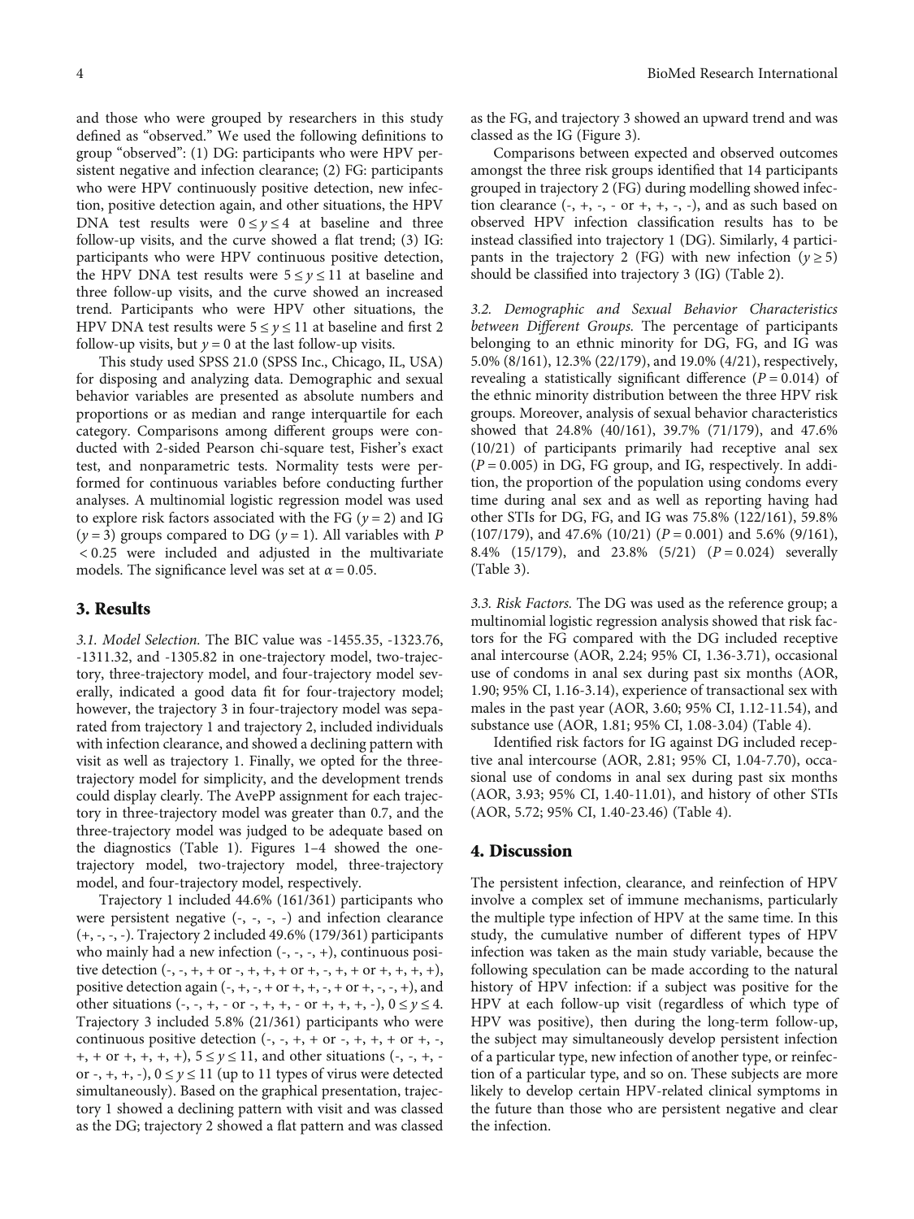and those who were grouped by researchers in this study defined as "observed." We used the following definitions to group "observed": (1) DG: participants who were HPV persistent negative and infection clearance; (2) FG: participants who were HPV continuously positive detection, new infection, positive detection again, and other situations, the HPV DNA test results were $0 \le y \le 4$ at baseline and three follow-up visits, and the curve showed a flat trend; (3) IG: participants who were HPV continuous positive detection, the HPV DNA test results were $5 \le y \le 11$ at baseline and three follow-up visits, and the curve showed an increased trend. Participants who were HPV other situations, the HPV DNA test results were $5 \le y \le 11$ at baseline and first 2 follow-up visits, but $y = 0$ at the last follow-up visits.

This study used SPSS 21.0 (SPSS Inc., Chicago, IL, USA) for disposing and analyzing data. Demographic and sexual behavior variables are presented as absolute numbers and proportions or as median and range interquartile for each category. Comparisons among different groups were conducted with 2-sided Pearson chi-square test, Fisher's exact test, and nonparametric tests. Normality tests were performed for continuous variables before conducting further analyses. A multinomial logistic regression model was used to explore risk factors associated with the FG ($y = 2$) and IG ($y = 3$) groups compared to DG ($y = 1$). All variables with $P < 0.25$ were included and adjusted in the multivariate models. The significance level was set at $\alpha = 0.05$.

## 3. Results

*3.1. Model Selection.* The BIC value was -1455.35, -1323.76, -1311.32, and -1305.82 in one-trajectory model, two-trajectory, three-trajectory model, and four-trajectory model severally, indicated a good data fit for four-trajectory model; however, the trajectory 3 in four-trajectory model was separated from trajectory 1 and trajectory 2, included individuals with infection clearance, and showed a declining pattern with visit as well as trajectory 1. Finally, we opted for the three-trajectory model for simplicity, and the development trends could display clearly. The AvePP assignment for each trajectory in three-trajectory model was greater than 0.7, and the three-trajectory model was judged to be adequate based on the diagnostics (Table 1). Figures 1–4 showed the one-trajectory model, two-trajectory model, three-trajectory model, and four-trajectory model, respectively.

Trajectory 1 included 44.6% (161/361) participants who were persistent negative (-, -, -, -) and infection clearance (+, -, -, -). Trajectory 2 included 49.6% (179/361) participants who mainly had a new infection (-, -, -, +), continuous positive detection (-, -, +, + or -, +, +, + or +, -, +, + or +, +, +, +), positive detection again (-, +, -, + or +, +, -, + or +, -, -, +), and other situations (-, -, +, - or -, +, +, - or +, +, +, -), $0 \le y \le 4$. Trajectory 3 included 5.8% (21/361) participants who were continuous positive detection (-, -, +, + or -, +, +, + or +, -, +, + or +, +, +, +), $5 \le y \le 11$, and other situations (-, -, +, - or -, +, +, -), $0 \le y \le 11$ (up to 11 types of virus were detected simultaneously). Based on the graphical presentation, trajectory 1 showed a declining pattern with visit and was classed as the DG; trajectory 2 showed a flat pattern and was classed as the FG, and trajectory 3 showed an upward trend and was classed as the IG (Figure 3).

Comparisons between expected and observed outcomes amongst the three risk groups identified that 14 participants grouped in trajectory 2 (FG) during modelling showed infection clearance (-, +, -, - or +, +, -, -), and as such based on observed HPV infection classification results has to be instead classified into trajectory 1 (DG). Similarly, 4 participants in the trajectory 2 (FG) with new infection ($y \ge 5$) should be classified into trajectory 3 (IG) (Table 2).

*3.2. Demographic and Sexual Behavior Characteristics between Different Groups.* The percentage of participants belonging to an ethnic minority for DG, FG, and IG was 5.0% (8/161), 12.3% (22/179), and 19.0% (4/21), respectively, revealing a statistically significant difference ($P = 0.014$) of the ethnic minority distribution between the three HPV risk groups. Moreover, analysis of sexual behavior characteristics showed that 24.8% (40/161), 39.7% (71/179), and 47.6% (10/21) of participants primarily had receptive anal sex ($P = 0.005$) in DG, FG group, and IG, respectively. In addition, the proportion of the population using condoms every time during anal sex and as well as reporting having had other STIs for DG, FG, and IG was 75.8% (122/161), 59.8% (107/179), and 47.6% (10/21) ($P = 0.001$) and 5.6% (9/161), 8.4% (15/179), and 23.8% (5/21) ($P = 0.024$) severally (Table 3).

*3.3. Risk Factors.* The DG was used as the reference group; a multinomial logistic regression analysis showed that risk factors for the FG compared with the DG included receptive anal intercourse (AOR, 2.24; 95% CI, 1.36-3.71), occasional use of condoms in anal sex during past six months (AOR, 1.90; 95% CI, 1.16-3.14), experience of transactional sex with males in the past year (AOR, 3.60; 95% CI, 1.12-11.54), and substance use (AOR, 1.81; 95% CI, 1.08-3.04) (Table 4).

Identified risk factors for IG against DG included receptive anal intercourse (AOR, 2.81; 95% CI, 1.04-7.70), occasional use of condoms in anal sex during past six months (AOR, 3.93; 95% CI, 1.40-11.01), and history of other STIs (AOR, 5.72; 95% CI, 1.40-23.46) (Table 4).

## 4. Discussion

The persistent infection, clearance, and reinfection of HPV involve a complex set of immune mechanisms, particularly the multiple type infection of HPV at the same time. In this study, the cumulative number of different types of HPV infection was taken as the main study variable, because the following speculation can be made according to the natural history of HPV infection: if a subject was positive for the HPV at each follow-up visit (regardless of which type of HPV was positive), then during the long-term follow-up, the subject may simultaneously develop persistent infection of a particular type, new infection of another type, or reinfection of a particular type, and so on. These subjects are more likely to develop certain HPV-related clinical symptoms in the future than those who are persistent negative and clear the infection.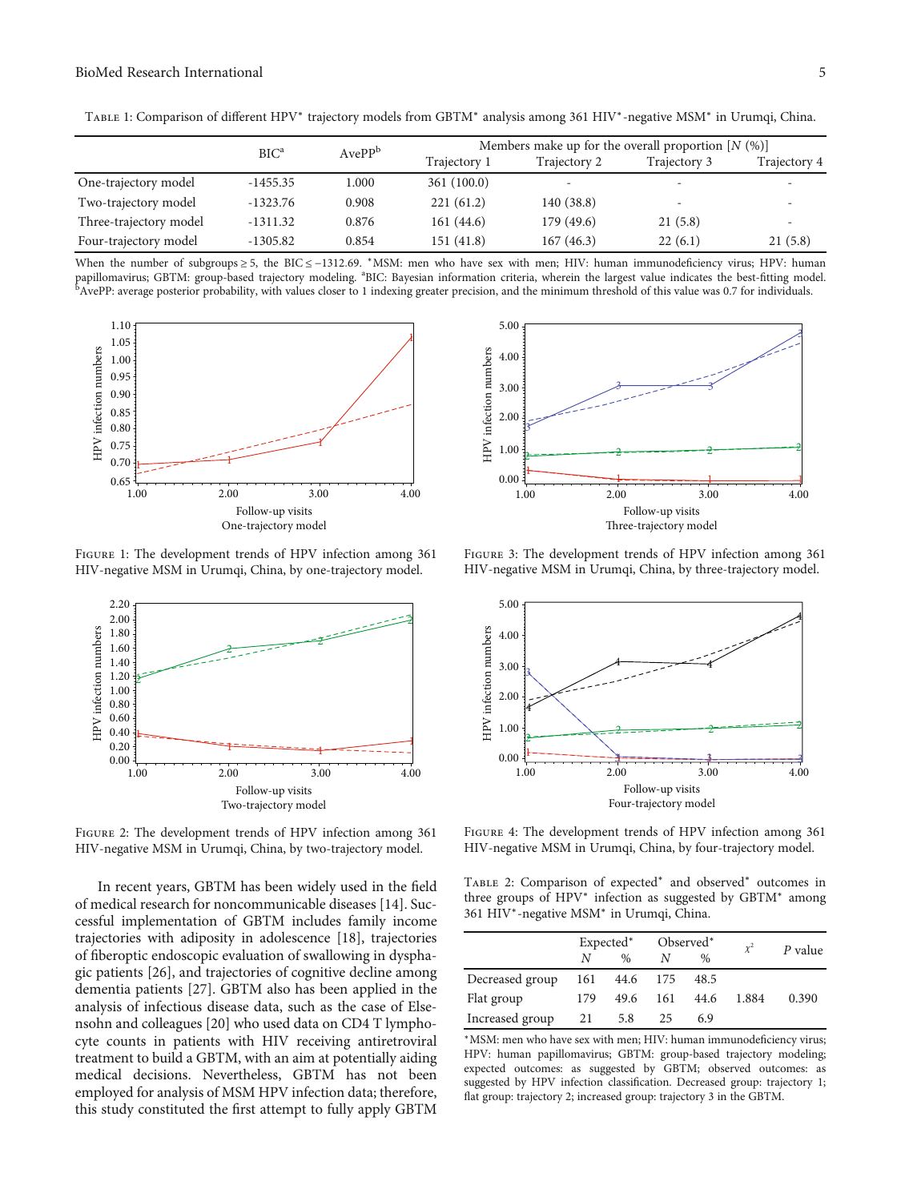Table 1: Comparison of different HPV* trajectory models from GBTM* analysis among 361 HIV*-negative MSM* in Urumqi, China.

| | BIC[a] | AvePP[b] | Members make up for the overall proportion [N (%)] | | | |
|---|---|---|---|---|---|---|
| | | | Trajectory 1 | Trajectory 2 | Trajectory 3 | Trajectory 4 |
| One-trajectory model | -1455.35 | 1.000 | 361 (100.0) | - | - | - |
| Two-trajectory model | -1323.76 | 0.908 | 221 (61.2) | 140 (38.8) | - | - |
| Three-trajectory model | -1311.32 | 0.876 | 161 (44.6) | 179 (49.6) | 21 (5.8) | - |
| Four-trajectory model | -1305.82 | 0.854 | 151 (41.8) | 167 (46.3) | 22 (6.1) | 21 (5.8) |

When the number of subgroups ≥ 5, the BIC ≤ −1312.69. *MSM: men who have sex with men; HIV: human immunodeficiency virus; HPV: human papillomavirus; GBTM: group-based trajectory modeling. [a]BIC: Bayesian information criteria, wherein the largest value indicates the best-fitting model. [b]AvePP: average posterior probability, with values closer to 1 indexing greater precision, and the minimum threshold of this value was 0.7 for individuals.

Figure 1: The development trends of HPV infection among 361 HIV-negative MSM in Urumqi, China, by one-trajectory model.

Figure 2: The development trends of HPV infection among 361 HIV-negative MSM in Urumqi, China, by two-trajectory model.

Figure 3: The development trends of HPV infection among 361 HIV-negative MSM in Urumqi, China, by three-trajectory model.

Figure 4: The development trends of HPV infection among 361 HIV-negative MSM in Urumqi, China, by four-trajectory model.

In recent years, GBTM has been widely used in the field of medical research for noncommunicable diseases [14]. Successful implementation of GBTM includes family income trajectories with adiposity in adolescence [18], trajectories of fiberoptic endoscopic evaluation of swallowing in dysphagic patients [26], and trajectories of cognitive decline among dementia patients [27]. GBTM also has been applied in the analysis of infectious disease data, such as the case of Elsenohn and colleagues [20] who used data on CD4 T lymphocyte counts in patients with HIV receiving antiretroviral treatment to build a GBTM, with an aim at potentially aiding medical decisions. Nevertheless, GBTM has not been employed for analysis of MSM HPV infection data; therefore, this study constituted the first attempt to fully apply GBTM

Table 2: Comparison of expected* and observed* outcomes in three groups of HPV* infection as suggested by GBTM* among 361 HIV*-negative MSM* in Urumqi, China.

| | Expected* | | Observed* | | $\chi^2$ | P value |
|---|---|---|---|---|---|---|
| | N | % | N | % | | |
| Decreased group | 161 | 44.6 | 175 | 48.5 | | |
| Flat group | 179 | 49.6 | 161 | 44.6 | 1.884 | 0.390 |
| Increased group | 21 | 5.8 | 25 | 6.9 | | |

*MSM: men who have sex with men; HIV: human immunodeficiency virus; HPV: human papillomavirus; GBTM: group-based trajectory modeling; expected outcomes: as suggested by GBTM; observed outcomes: as suggested by HPV infection classification. Decreased group: trajectory 1; flat group: trajectory 2; increased group: trajectory 3 in the GBTM.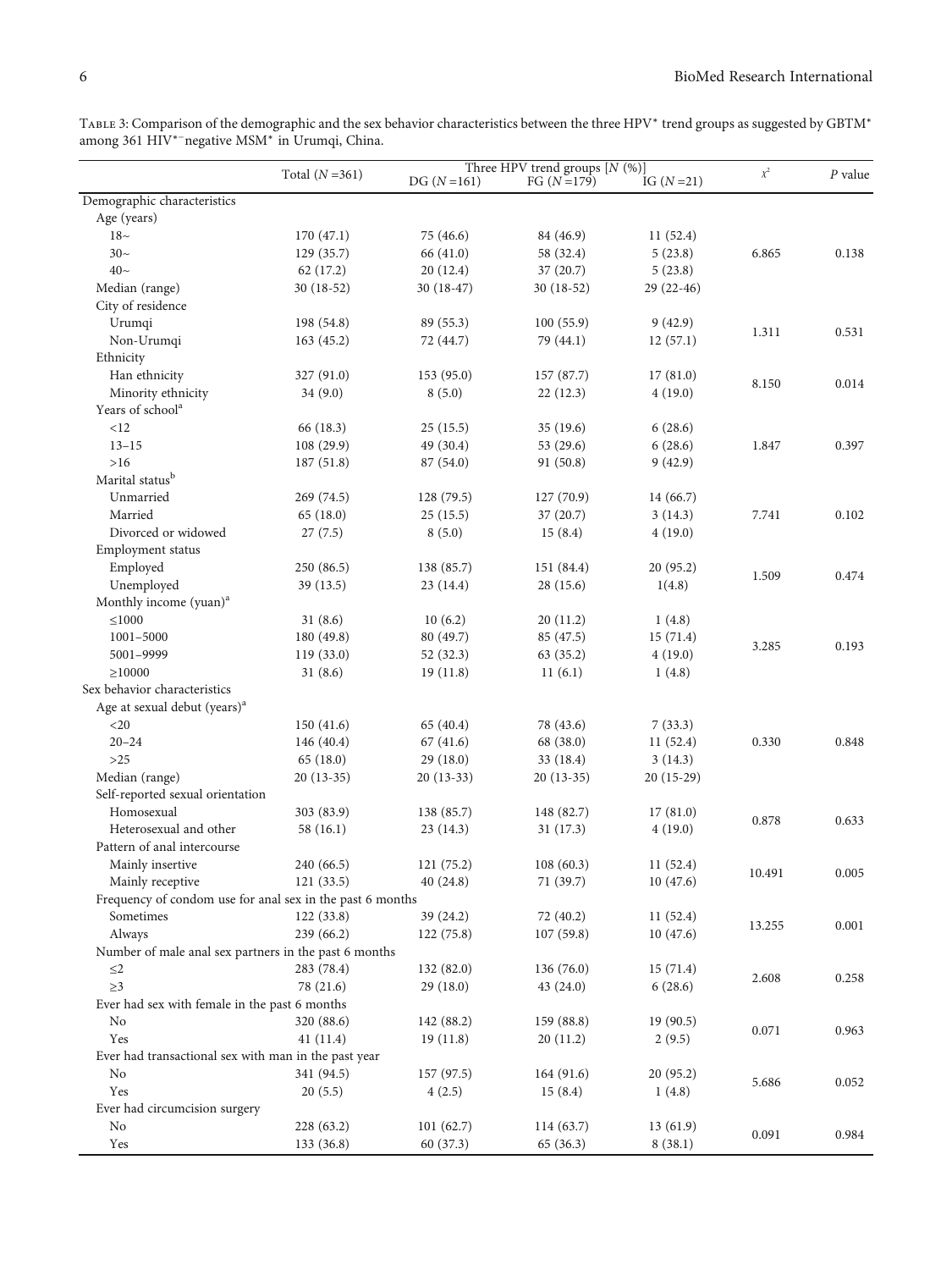Table 3: Comparison of the demographic and the sex behavior characteristics between the three HPV* trend groups as suggested by GBTM* among 361 HIV*−negative MSM* in Urumqi, China.

| | Total ($N$ =361) | Three HPV trend groups [$N$ (%)] | | | $\chi^2$ | $P$ value |
|---|---|---|---|---|---|---|
| | | DG ($N$ =161) | FG ($N$ =179) | IG ($N$ =21) | | |
| Demographic characteristics | | | | | | |
| Age (years) | | | | | | |
| 18~ | 170 (47.1) | 75 (46.6) | 84 (46.9) | 11 (52.4) | 6.865 | 0.138 |
| 30~ | 129 (35.7) | 66 (41.0) | 58 (32.4) | 5 (23.8) | | |
| 40~ | 62 (17.2) | 20 (12.4) | 37 (20.7) | 5 (23.8) | | |
| Median (range) | 30 (18-52) | 30 (18-47) | 30 (18-52) | 29 (22-46) | | |
| City of residence | | | | | | |
| Urumqi | 198 (54.8) | 89 (55.3) | 100 (55.9) | 9 (42.9) | 1.311 | 0.531 |
| Non-Urumqi | 163 (45.2) | 72 (44.7) | 79 (44.1) | 12 (57.1) | | |
| Ethnicity | | | | | | |
| Han ethnicity | 327 (91.0) | 153 (95.0) | 157 (87.7) | 17 (81.0) | 8.150 | 0.014 |
| Minority ethnicity | 34 (9.0) | 8 (5.0) | 22 (12.3) | 4 (19.0) | | |
| Years of school[a] | | | | | | |
| <12 | 66 (18.3) | 25 (15.5) | 35 (19.6) | 6 (28.6) | 1.847 | 0.397 |
| 13–15 | 108 (29.9) | 49 (30.4) | 53 (29.6) | 6 (28.6) | | |
| >16 | 187 (51.8) | 87 (54.0) | 91 (50.8) | 9 (42.9) | | |
| Marital status[b] | | | | | | |
| Unmarried | 269 (74.5) | 128 (79.5) | 127 (70.9) | 14 (66.7) | 7.741 | 0.102 |
| Married | 65 (18.0) | 25 (15.5) | 37 (20.7) | 3 (14.3) | | |
| Divorced or widowed | 27 (7.5) | 8 (5.0) | 15 (8.4) | 4 (19.0) | | |
| Employment status | | | | | | |
| Employed | 250 (86.5) | 138 (85.7) | 151 (84.4) | 20 (95.2) | 1.509 | 0.474 |
| Unemployed | 39 (13.5) | 23 (14.4) | 28 (15.6) | 1(4.8) | | |
| Monthly income (yuan)[a] | | | | | | |
| ≤1000 | 31 (8.6) | 10 (6.2) | 20 (11.2) | 1 (4.8) | 3.285 | 0.193 |
| 1001–5000 | 180 (49.8) | 80 (49.7) | 85 (47.5) | 15 (71.4) | | |
| 5001–9999 | 119 (33.0) | 52 (32.3) | 63 (35.2) | 4 (19.0) | | |
| ≥10000 | 31 (8.6) | 19 (11.8) | 11 (6.1) | 1 (4.8) | | |
| Sex behavior characteristics | | | | | | |
| Age at sexual debut (years)[a] | | | | | | |
| <20 | 150 (41.6) | 65 (40.4) | 78 (43.6) | 7 (33.3) | 0.330 | 0.848 |
| 20–24 | 146 (40.4) | 67 (41.6) | 68 (38.0) | 11 (52.4) | | |
| >25 | 65 (18.0) | 29 (18.0) | 33 (18.4) | 3 (14.3) | | |
| Median (range) | 20 (13-35) | 20 (13-33) | 20 (13-35) | 20 (15-29) | | |
| Self-reported sexual orientation | | | | | | |
| Homosexual | 303 (83.9) | 138 (85.7) | 148 (82.7) | 17 (81.0) | 0.878 | 0.633 |
| Heterosexual and other | 58 (16.1) | 23 (14.3) | 31 (17.3) | 4 (19.0) | | |
| Pattern of anal intercourse | | | | | | |
| Mainly insertive | 240 (66.5) | 121 (75.2) | 108 (60.3) | 11 (52.4) | 10.491 | 0.005 |
| Mainly receptive | 121 (33.5) | 40 (24.8) | 71 (39.7) | 10 (47.6) | | |
| Frequency of condom use for anal sex in the past 6 months | | | | | | |
| Sometimes | 122 (33.8) | 39 (24.2) | 72 (40.2) | 11 (52.4) | 13.255 | 0.001 |
| Always | 239 (66.2) | 122 (75.8) | 107 (59.8) | 10 (47.6) | | |
| Number of male anal sex partners in the past 6 months | | | | | | |
| ≤2 | 283 (78.4) | 132 (82.0) | 136 (76.0) | 15 (71.4) | 2.608 | 0.258 |
| ≥3 | 78 (21.6) | 29 (18.0) | 43 (24.0) | 6 (28.6) | | |
| Ever had sex with female in the past 6 months | | | | | | |
| No | 320 (88.6) | 142 (88.2) | 159 (88.8) | 19 (90.5) | 0.071 | 0.963 |
| Yes | 41 (11.4) | 19 (11.8) | 20 (11.2) | 2 (9.5) | | |
| Ever had transactional sex with man in the past year | | | | | | |
| No | 341 (94.5) | 157 (97.5) | 164 (91.6) | 20 (95.2) | 5.686 | 0.052 |
| Yes | 20 (5.5) | 4 (2.5) | 15 (8.4) | 1 (4.8) | | |
| Ever had circumcision surgery | | | | | | |
| No | 228 (63.2) | 101 (62.7) | 114 (63.7) | 13 (61.9) | 0.091 | 0.984 |
| Yes | 133 (36.8) | 60 (37.3) | 65 (36.3) | 8 (38.1) | | |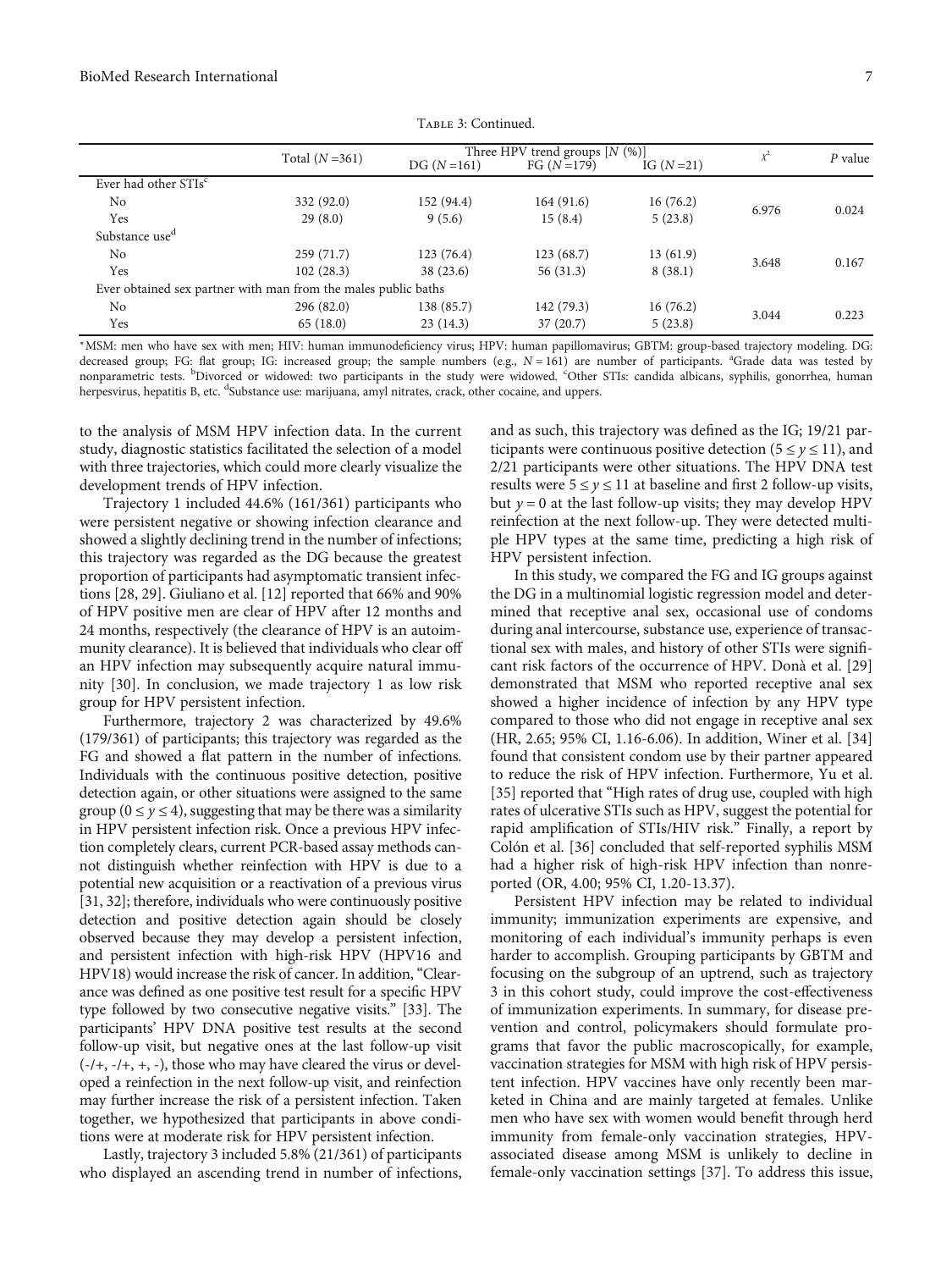Table 3: Continued.

| | Total ($N$ =361) | Three HPV trend groups [$N$ (%)] | | | $\chi^2$ | $P$ value |
|---|---|---|---|---|---|---|
| | | DG ($N$ =161) | FG ($N$ =179) | IG ($N$ =21) | | |
| Ever had other STIs[c] | | | | | | |
| No | 332 (92.0) | 152 (94.4) | 164 (91.6) | 16 (76.2) | 6.976 | 0.024 |
| Yes | 29 (8.0) | 9 (5.6) | 15 (8.4) | 5 (23.8) | | |
| Substance use[d] | | | | | | |
| No | 259 (71.7) | 123 (76.4) | 123 (68.7) | 13 (61.9) | 3.648 | 0.167 |
| Yes | 102 (28.3) | 38 (23.6) | 56 (31.3) | 8 (38.1) | | |
| Ever obtained sex partner with man from the males public baths | | | | | | |
| No | 296 (82.0) | 138 (85.7) | 142 (79.3) | 16 (76.2) | 3.044 | 0.223 |
| Yes | 65 (18.0) | 23 (14.3) | 37 (20.7) | 5 (23.8) | | |

*MSM: men who have sex with men; HIV: human immunodeficiency virus; HPV: human papillomavirus; GBTM: group-based trajectory modeling. DG: decreased group; FG: flat group; IG: increased group; the sample numbers (e.g., $N = 161$) are number of participants. [a]Grade data was tested by nonparametric tests. [b]Divorced or widowed: two participants in the study were widowed. [c]Other STIs: candida albicans, syphilis, gonorrhea, human herpesvirus, hepatitis B, etc. [d]Substance use: marijuana, amyl nitrates, crack, other cocaine, and uppers.

to the analysis of MSM HPV infection data. In the current study, diagnostic statistics facilitated the selection of a model with three trajectories, which could more clearly visualize the development trends of HPV infection.

Trajectory 1 included 44.6% (161/361) participants who were persistent negative or showing infection clearance and showed a slightly declining trend in the number of infections; this trajectory was regarded as the DG because the greatest proportion of participants had asymptomatic transient infections [28, 29]. Giuliano et al. [12] reported that 66% and 90% of HPV positive men are clear of HPV after 12 months and 24 months, respectively (the clearance of HPV is an autoimmunity clearance). It is believed that individuals who clear off an HPV infection may subsequently acquire natural immunity [30]. In conclusion, we made trajectory 1 as low risk group for HPV persistent infection.

Furthermore, trajectory 2 was characterized by 49.6% (179/361) of participants; this trajectory was regarded as the FG and showed a flat pattern in the number of infections. Individuals with the continuous positive detection, positive detection again, or other situations were assigned to the same group ($0 \le y \le 4$), suggesting that may be there was a similarity in HPV persistent infection risk. Once a previous HPV infection completely clears, current PCR-based assay methods cannot distinguish whether reinfection with HPV is due to a potential new acquisition or a reactivation of a previous virus [31, 32]; therefore, individuals who were continuously positive detection and positive detection again should be closely observed because they may develop a persistent infection, and persistent infection with high-risk HPV (HPV16 and HPV18) would increase the risk of cancer. In addition, "Clearance was defined as one positive test result for a specific HPV type followed by two consecutive negative visits." [33]. The participants' HPV DNA positive test results at the second follow-up visit, but negative ones at the last follow-up visit (-/+, -/+, +, -), those who may have cleared the virus or developed a reinfection in the next follow-up visit, and reinfection may further increase the risk of a persistent infection. Taken together, we hypothesized that participants in above conditions were at moderate risk for HPV persistent infection.

Lastly, trajectory 3 included 5.8% (21/361) of participants who displayed an ascending trend in number of infections, and as such, this trajectory was defined as the IG; 19/21 participants were continuous positive detection ($5 \le y \le 11$), and 2/21 participants were other situations. The HPV DNA test results were $5 \le y \le 11$ at baseline and first 2 follow-up visits, but $y = 0$ at the last follow-up visits; they may develop HPV reinfection at the next follow-up. They were detected multiple HPV types at the same time, predicting a high risk of HPV persistent infection.

In this study, we compared the FG and IG groups against the DG in a multinomial logistic regression model and determined that receptive anal sex, occasional use of condoms during anal intercourse, substance use, experience of transactional sex with males, and history of other STIs were significant risk factors of the occurrence of HPV. Donà et al. [29] demonstrated that MSM who reported receptive anal sex showed a higher incidence of infection by any HPV type compared to those who did not engage in receptive anal sex (HR, 2.65; 95% CI, 1.16-6.06). In addition, Winer et al. [34] found that consistent condom use by their partner appeared to reduce the risk of HPV infection. Furthermore, Yu et al. [35] reported that "High rates of drug use, coupled with high rates of ulcerative STIs such as HPV, suggest the potential for rapid amplification of STIs/HIV risk." Finally, a report by Colón et al. [36] concluded that self-reported syphilis MSM had a higher risk of high-risk HPV infection than nonreported (OR, 4.00; 95% CI, 1.20-13.37).

Persistent HPV infection may be related to individual immunity; immunization experiments are expensive, and monitoring of each individual's immunity perhaps is even harder to accomplish. Grouping participants by GBTM and focusing on the subgroup of an uptrend, such as trajectory 3 in this cohort study, could improve the cost-effectiveness of immunization experiments. In summary, for disease prevention and control, policymakers should formulate programs that favor the public macroscopically, for example, vaccination strategies for MSM with high risk of HPV persistent infection. HPV vaccines have only recently been marketed in China and are mainly targeted at females. Unlike men who have sex with women would benefit through herd immunity from female-only vaccination strategies, HPV-associated disease among MSM is unlikely to decline in female-only vaccination settings [37]. To address this issue,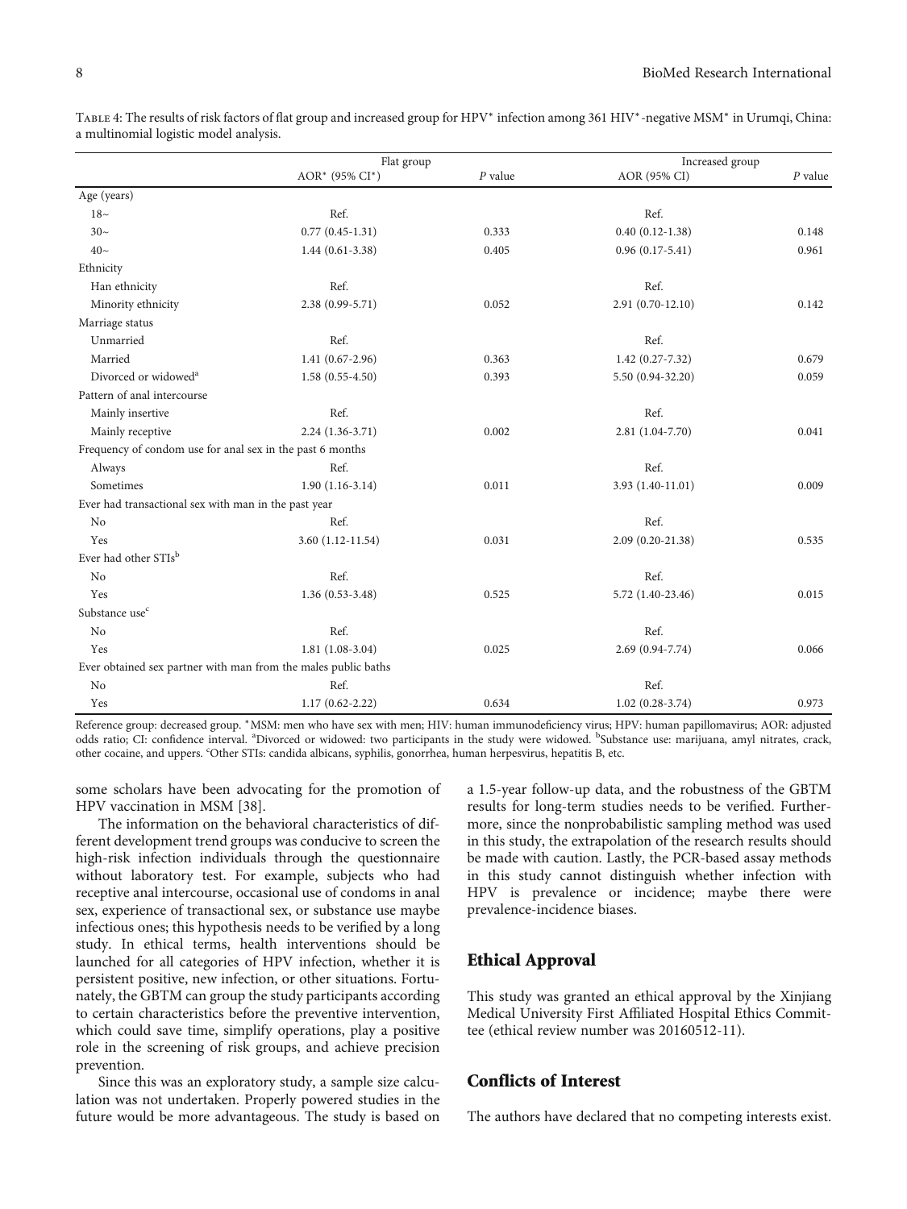Table 4: The results of risk factors of flat group and increased group for HPV* infection among 361 HIV*-negative MSM* in Urumqi, China: a multinomial logistic model analysis.

| | Flat group | | Increased group | |
|---|---|---|---|---|
| | AOR* (95% CI*) | $P$ value | AOR (95% CI) | $P$ value |
| Age (years) | | | | |
| 18~ | Ref. | | Ref. | |
| 30~ | 0.77 (0.45-1.31) | 0.333 | 0.40 (0.12-1.38) | 0.148 |
| 40~ | 1.44 (0.61-3.38) | 0.405 | 0.96 (0.17-5.41) | 0.961 |
| Ethnicity | | | | |
| Han ethnicity | Ref. | | Ref. | |
| Minority ethnicity | 2.38 (0.99-5.71) | 0.052 | 2.91 (0.70-12.10) | 0.142 |
| Marriage status | | | | |
| Unmarried | Ref. | | Ref. | |
| Married | 1.41 (0.67-2.96) | 0.363 | 1.42 (0.27-7.32) | 0.679 |
| Divorced or widowed[a] | 1.58 (0.55-4.50) | 0.393 | 5.50 (0.94-32.20) | 0.059 |
| Pattern of anal intercourse | | | | |
| Mainly insertive | Ref. | | Ref. | |
| Mainly receptive | 2.24 (1.36-3.71) | 0.002 | 2.81 (1.04-7.70) | 0.041 |
| Frequency of condom use for anal sex in the past 6 months | | | | |
| Always | Ref. | | Ref. | |
| Sometimes | 1.90 (1.16-3.14) | 0.011 | 3.93 (1.40-11.01) | 0.009 |
| Ever had transactional sex with man in the past year | | | | |
| No | Ref. | | Ref. | |
| Yes | 3.60 (1.12-11.54) | 0.031 | 2.09 (0.20-21.38) | 0.535 |
| Ever had other STIs[b] | | | | |
| No | Ref. | | Ref. | |
| Yes | 1.36 (0.53-3.48) | 0.525 | 5.72 (1.40-23.46) | 0.015 |
| Substance use[c] | | | | |
| No | Ref. | | Ref. | |
| Yes | 1.81 (1.08-3.04) | 0.025 | 2.69 (0.94-7.74) | 0.066 |
| Ever obtained sex partner with man from the males public baths | | | | |
| No | Ref. | | Ref. | |
| Yes | 1.17 (0.62-2.22) | 0.634 | 1.02 (0.28-3.74) | 0.973 |

Reference group: decreased group. *MSM: men who have sex with men; HIV: human immunodeficiency virus; HPV: human papillomavirus; AOR: adjusted odds ratio; CI: confidence interval. [a]Divorced or widowed: two participants in the study were widowed. [b]Substance use: marijuana, amyl nitrates, crack, other cocaine, and uppers. [c]Other STIs: candida albicans, syphilis, gonorrhea, human herpesvirus, hepatitis B, etc.

some scholars have been advocating for the promotion of HPV vaccination in MSM [38].

The information on the behavioral characteristics of different development trend groups was conducive to screen the high-risk infection individuals through the questionnaire without laboratory test. For example, subjects who had receptive anal intercourse, occasional use of condoms in anal sex, experience of transactional sex, or substance use maybe infectious ones; this hypothesis needs to be verified by a long study. In ethical terms, health interventions should be launched for all categories of HPV infection, whether it is persistent positive, new infection, or other situations. Fortunately, the GBTM can group the study participants according to certain characteristics before the preventive intervention, which could save time, simplify operations, play a positive role in the screening of risk groups, and achieve precision prevention.

Since this was an exploratory study, a sample size calculation was not undertaken. Properly powered studies in the future would be more advantageous. The study is based on a 1.5-year follow-up data, and the robustness of the GBTM results for long-term studies needs to be verified. Furthermore, since the nonprobabilistic sampling method was used in this study, the extrapolation of the research results should be made with caution. Lastly, the PCR-based assay methods in this study cannot distinguish whether infection with HPV is prevalence or incidence; maybe there were prevalence-incidence biases.

## Ethical Approval

This study was granted an ethical approval by the Xinjiang Medical University First Affiliated Hospital Ethics Committee (ethical review number was 20160512-11).

## Conflicts of Interest

The authors have declared that no competing interests exist.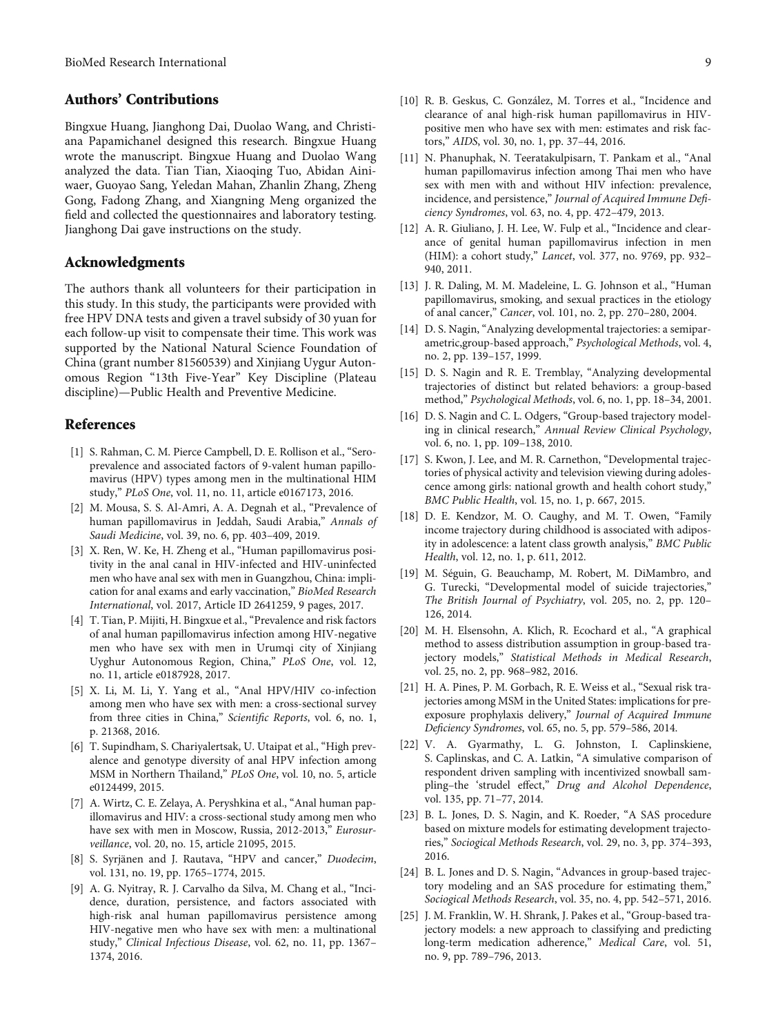## Authors' Contributions

Bingxue Huang, Jianghong Dai, Duolao Wang, and Christiana Papamichanel designed this research. Bingxue Huang wrote the manuscript. Bingxue Huang and Duolao Wang analyzed the data. Tian Tian, Xiaoqing Tuo, Abidan Ainiwaer, Guoyao Sang, Yeledan Mahan, Zhanlin Zhang, Zheng Gong, Fadong Zhang, and Xiangning Meng organized the field and collected the questionnaires and laboratory testing. Jianghong Dai gave instructions on the study.

## Acknowledgments

The authors thank all volunteers for their participation in this study. In this study, the participants were provided with free HPV DNA tests and given a travel subsidy of 30 yuan for each follow-up visit to compensate their time. This work was supported by the National Natural Science Foundation of China (grant number 81560539) and Xinjiang Uygur Autonomous Region "13th Five-Year" Key Discipline (Plateau discipline)—Public Health and Preventive Medicine.

## References

[1] S. Rahman, C. M. Pierce Campbell, D. E. Rollison et al., "Seroprevalence and associated factors of 9-valent human papillomavirus (HPV) types among men in the multinational HIM study," *PLoS One*, vol. 11, no. 11, article e0167173, 2016.

[2] M. Mousa, S. S. Al-Amri, A. A. Degnah et al., "Prevalence of human papillomavirus in Jeddah, Saudi Arabia," *Annals of Saudi Medicine*, vol. 39, no. 6, pp. 403–409, 2019.

[3] X. Ren, W. Ke, H. Zheng et al., "Human papillomavirus positivity in the anal canal in HIV-infected and HIV-uninfected men who have anal sex with men in Guangzhou, China: implication for anal exams and early vaccination," *BioMed Research International*, vol. 2017, Article ID 2641259, 9 pages, 2017.

[4] T. Tian, P. Mijiti, H. Bingxue et al., "Prevalence and risk factors of anal human papillomavirus infection among HIV-negative men who have sex with men in Urumqi city of Xinjiang Uyghur Autonomous Region, China," *PLoS One*, vol. 12, no. 11, article e0187928, 2017.

[5] X. Li, M. Li, Y. Yang et al., "Anal HPV/HIV co-infection among men who have sex with men: a cross-sectional survey from three cities in China," *Scientific Reports*, vol. 6, no. 1, p. 21368, 2016.

[6] T. Supindham, S. Chariyalertsak, U. Utaipat et al., "High prevalence and genotype diversity of anal HPV infection among MSM in Northern Thailand," *PLoS One*, vol. 10, no. 5, article e0124499, 2015.

[7] A. Wirtz, C. E. Zelaya, A. Peryshkina et al., "Anal human papillomavirus and HIV: a cross-sectional study among men who have sex with men in Moscow, Russia, 2012-2013," *Eurosurveillance*, vol. 20, no. 15, article 21095, 2015.

[8] S. Syrjänen and J. Rautava, "HPV and cancer," *Duodecim*, vol. 131, no. 19, pp. 1765–1774, 2015.

[9] A. G. Nyitray, R. J. Carvalho da Silva, M. Chang et al., "Incidence, duration, persistence, and factors associated with high-risk anal human papillomavirus persistence among HIV-negative men who have sex with men: a multinational study," *Clinical Infectious Disease*, vol. 62, no. 11, pp. 1367–1374, 2016.

[10] R. B. Geskus, C. González, M. Torres et al., "Incidence and clearance of anal high-risk human papillomavirus in HIV-positive men who have sex with men: estimates and risk factors," *AIDS*, vol. 30, no. 1, pp. 37–44, 2016.

[11] N. Phanuphak, N. Teeratakulpisarn, T. Pankam et al., "Anal human papillomavirus infection among Thai men who have sex with men with and without HIV infection: prevalence, incidence, and persistence," *Journal of Acquired Immune Deficiency Syndromes*, vol. 63, no. 4, pp. 472–479, 2013.

[12] A. R. Giuliano, J. H. Lee, W. Fulp et al., "Incidence and clearance of genital human papillomavirus infection in men (HIM): a cohort study," *Lancet*, vol. 377, no. 9769, pp. 932–940, 2011.

[13] J. R. Daling, M. M. Madeleine, L. G. Johnson et al., "Human papillomavirus, smoking, and sexual practices in the etiology of anal cancer," *Cancer*, vol. 101, no. 2, pp. 270–280, 2004.

[14] D. S. Nagin, "Analyzing developmental trajectories: a semiparametric,group-based approach," *Psychological Methods*, vol. 4, no. 2, pp. 139–157, 1999.

[15] D. S. Nagin and R. E. Tremblay, "Analyzing developmental trajectories of distinct but related behaviors: a group-based method," *Psychological Methods*, vol. 6, no. 1, pp. 18–34, 2001.

[16] D. S. Nagin and C. L. Odgers, "Group-based trajectory modeling in clinical research," *Annual Review Clinical Psychology*, vol. 6, no. 1, pp. 109–138, 2010.

[17] S. Kwon, J. Lee, and M. R. Carnethon, "Developmental trajectories of physical activity and television viewing during adolescence among girls: national growth and health cohort study," *BMC Public Health*, vol. 15, no. 1, p. 667, 2015.

[18] D. E. Kendzor, M. O. Caughy, and M. T. Owen, "Family income trajectory during childhood is associated with adiposity in adolescence: a latent class growth analysis," *BMC Public Health*, vol. 12, no. 1, p. 611, 2012.

[19] M. Séguin, G. Beauchamp, M. Robert, M. DiMambro, and G. Turecki, "Developmental model of suicide trajectories," *The British Journal of Psychiatry*, vol. 205, no. 2, pp. 120–126, 2014.

[20] M. H. Elsensohn, A. Klich, R. Ecochard et al., "A graphical method to assess distribution assumption in group-based trajectory models," *Statistical Methods in Medical Research*, vol. 25, no. 2, pp. 968–982, 2016.

[21] H. A. Pines, P. M. Gorbach, R. E. Weiss et al., "Sexual risk trajectories among MSM in the United States: implications for preexposure prophylaxis delivery," *Journal of Acquired Immune Deficiency Syndromes*, vol. 65, no. 5, pp. 579–586, 2014.

[22] V. A. Gyarmathy, L. G. Johnston, I. Caplinskiene, S. Caplinskas, and C. A. Latkin, "A simulative comparison of respondent driven sampling with incentivized snowball sampling–the 'strudel effect,'" *Drug and Alcohol Dependence*, vol. 135, pp. 71–77, 2014.

[23] B. L. Jones, D. S. Nagin, and K. Roeder, "A SAS procedure based on mixture models for estimating development trajectories," *Sociogical Methods Research*, vol. 29, no. 3, pp. 374–393, 2016.

[24] B. L. Jones and D. S. Nagin, "Advances in group-based trajectory modeling and an SAS procedure for estimating them," *Sociogical Methods Research*, vol. 35, no. 4, pp. 542–571, 2016.

[25] J. M. Franklin, W. H. Shrank, J. Pakes et al., "Group-based trajectory models: a new approach to classifying and predicting long-term medication adherence," *Medical Care*, vol. 51, no. 9, pp. 789–796, 2013.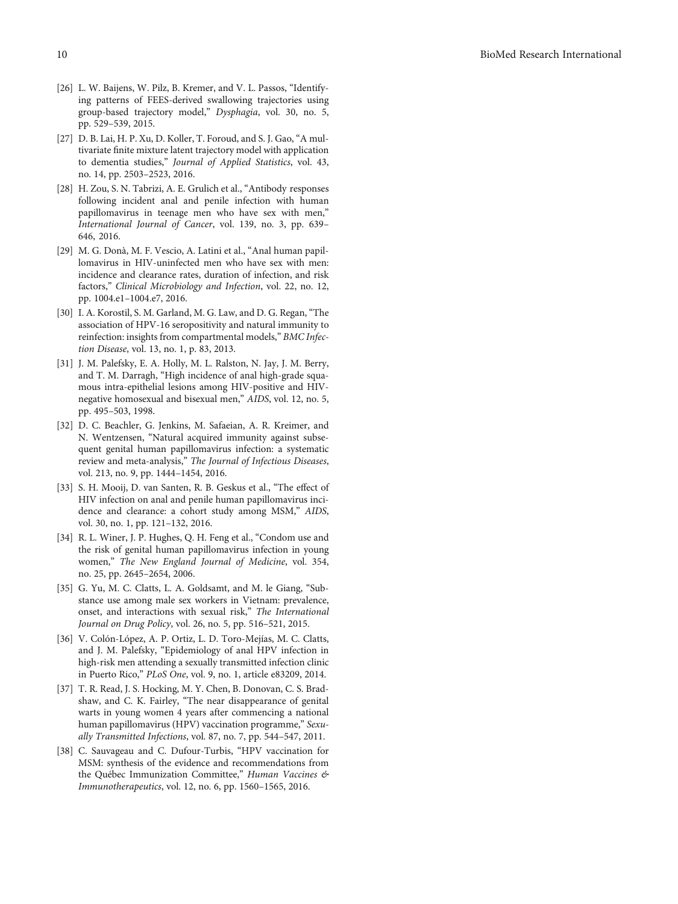[26] L. W. Baijens, W. Pilz, B. Kremer, and V. L. Passos, "Identifying patterns of FEES-derived swallowing trajectories using group-based trajectory model," *Dysphagia*, vol. 30, no. 5, pp. 529–539, 2015.

[27] D. B. Lai, H. P. Xu, D. Koller, T. Foroud, and S. J. Gao, "A multivariate finite mixture latent trajectory model with application to dementia studies," *Journal of Applied Statistics*, vol. 43, no. 14, pp. 2503–2523, 2016.

[28] H. Zou, S. N. Tabrizi, A. E. Grulich et al., "Antibody responses following incident anal and penile infection with human papillomavirus in teenage men who have sex with men," *International Journal of Cancer*, vol. 139, no. 3, pp. 639–646, 2016.

[29] M. G. Donà, M. F. Vescio, A. Latini et al., "Anal human papillomavirus in HIV-uninfected men who have sex with men: incidence and clearance rates, duration of infection, and risk factors," *Clinical Microbiology and Infection*, vol. 22, no. 12, pp. 1004.e1–1004.e7, 2016.

[30] I. A. Korostil, S. M. Garland, M. G. Law, and D. G. Regan, "The association of HPV-16 seropositivity and natural immunity to reinfection: insights from compartmental models," *BMC Infection Disease*, vol. 13, no. 1, p. 83, 2013.

[31] J. M. Palefsky, E. A. Holly, M. L. Ralston, N. Jay, J. M. Berry, and T. M. Darragh, "High incidence of anal high-grade squamous intra-epithelial lesions among HIV-positive and HIV-negative homosexual and bisexual men," *AIDS*, vol. 12, no. 5, pp. 495–503, 1998.

[32] D. C. Beachler, G. Jenkins, M. Safaeian, A. R. Kreimer, and N. Wentzensen, "Natural acquired immunity against subsequent genital human papillomavirus infection: a systematic review and meta-analysis," *The Journal of Infectious Diseases*, vol. 213, no. 9, pp. 1444–1454, 2016.

[33] S. H. Mooij, D. van Santen, R. B. Geskus et al., "The effect of HIV infection on anal and penile human papillomavirus incidence and clearance: a cohort study among MSM," *AIDS*, vol. 30, no. 1, pp. 121–132, 2016.

[34] R. L. Winer, J. P. Hughes, Q. H. Feng et al., "Condom use and the risk of genital human papillomavirus infection in young women," *The New England Journal of Medicine*, vol. 354, no. 25, pp. 2645–2654, 2006.

[35] G. Yu, M. C. Clatts, L. A. Goldsamt, and M. le Giang, "Substance use among male sex workers in Vietnam: prevalence, onset, and interactions with sexual risk," *The International Journal on Drug Policy*, vol. 26, no. 5, pp. 516–521, 2015.

[36] V. Colón-López, A. P. Ortiz, L. D. Toro-Mejías, M. C. Clatts, and J. M. Palefsky, "Epidemiology of anal HPV infection in high-risk men attending a sexually transmitted infection clinic in Puerto Rico," *PLoS One*, vol. 9, no. 1, article e83209, 2014.

[37] T. R. Read, J. S. Hocking, M. Y. Chen, B. Donovan, C. S. Bradshaw, and C. K. Fairley, "The near disappearance of genital warts in young women 4 years after commencing a national human papillomavirus (HPV) vaccination programme," *Sexually Transmitted Infections*, vol. 87, no. 7, pp. 544–547, 2011.

[38] C. Sauvageau and C. Dufour-Turbis, "HPV vaccination for MSM: synthesis of the evidence and recommendations from the Québec Immunization Committee," *Human Vaccines & Immunotherapeutics*, vol. 12, no. 6, pp. 1560–1565, 2016.